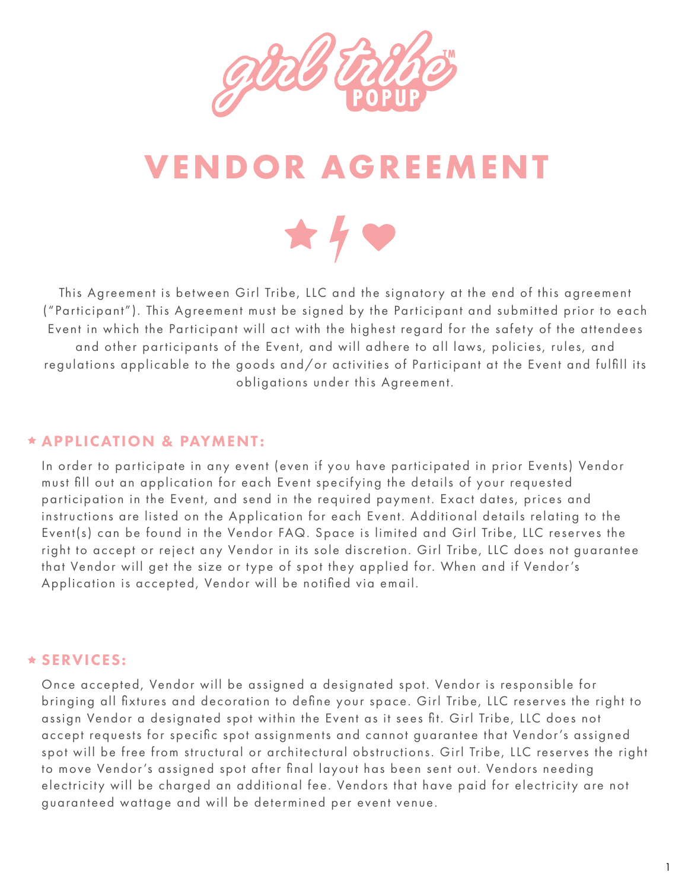girl tribe™ POPUP

# VENDOR AGREEMENT

This Agreement is between Girl Tribe, LLC and the signatory at the end of this agreement ("Participant"). This Agreement must be signed by the Participant and submitted prior to each Event in which the Participant will act with the highest regard for the safety of the attendees and other participants of the Event, and will adhere to all laws, policies, rules, and regulations applicable to the goods and/or activities of Participant at the Event and fulfill its obligations under this Agreement.

## APPLICATION & PAYMENT:

In order to participate in any event (even if you have participated in prior Events) Vendor must fill out an application for each Event specifying the details of your requested participation in the Event, and send in the required payment. Exact dates, prices and instructions are listed on the Application for each Event. Additional details relating to the Event(s) can be found in the Vendor FAQ. Space is limited and Girl Tribe, LLC reserves the right to accept or reject any Vendor in its sole discretion. Girl Tribe, LLC does not guarantee that Vendor will get the size or type of spot they applied for. When and if Vendor's Application is accepted, Vendor will be notified via email.

## SERVICES:

Once accepted, Vendor will be assigned a designated spot. Vendor is responsible for bringing all fixtures and decoration to define your space. Girl Tribe, LLC reserves the right to assign Vendor a designated spot within the Event as it sees fit. Girl Tribe, LLC does not accept requests for specific spot assignments and cannot guarantee that Vendor's assigned spot will be free from structural or architectural obstructions. Girl Tribe, LLC reserves the right to move Vendor's assigned spot after final layout has been sent out. Vendors needing electricity will be charged an additional fee. Vendors that have paid for electricity are not guaranteed wattage and will be determined per event venue.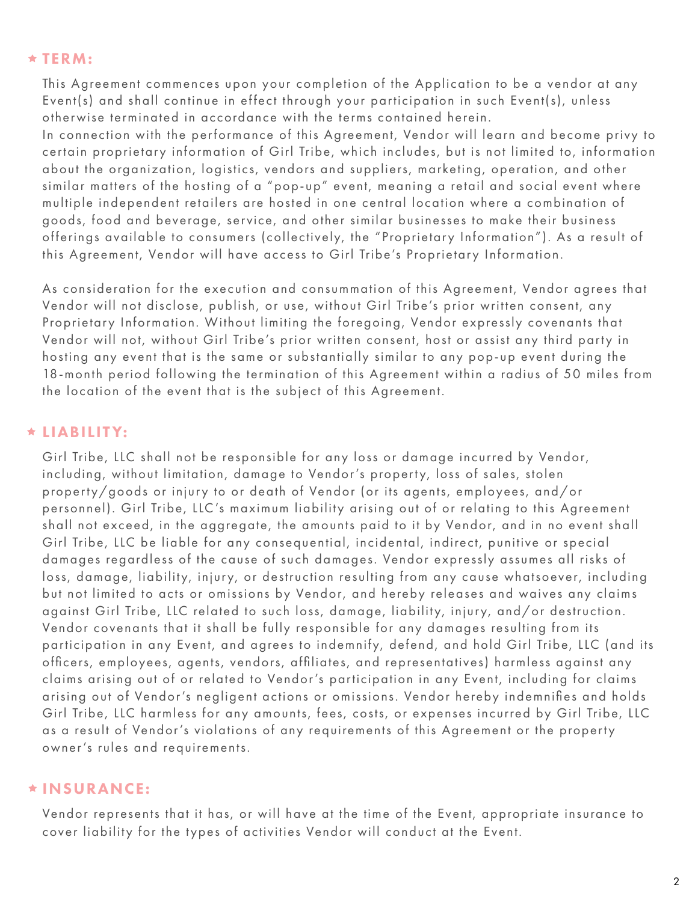## ★ TERM:

This Agreement commences upon your completion of the Application to be a vendor at any Event(s) and shall continue in effect through your participation in such Event(s), unless otherwise terminated in accordance with the terms contained herein.
In connection with the performance of this Agreement, Vendor will learn and become privy to certain proprietary information of Girl Tribe, which includes, but is not limited to, information about the organization, logistics, vendors and suppliers, marketing, operation, and other similar matters of the hosting of a "pop-up" event, meaning a retail and social event where multiple independent retailers are hosted in one central location where a combination of goods, food and beverage, service, and other similar businesses to make their business offerings available to consumers (collectively, the "Proprietary Information"). As a result of this Agreement, Vendor will have access to Girl Tribe's Proprietary Information.

As consideration for the execution and consummation of this Agreement, Vendor agrees that Vendor will not disclose, publish, or use, without Girl Tribe's prior written consent, any Proprietary Information. Without limiting the foregoing, Vendor expressly covenants that Vendor will not, without Girl Tribe's prior written consent, host or assist any third party in hosting any event that is the same or substantially similar to any pop-up event during the 18-month period following the termination of this Agreement within a radius of 50 miles from the location of the event that is the subject of this Agreement.

## ★ LIABILITY:

Girl Tribe, LLC shall not be responsible for any loss or damage incurred by Vendor, including, without limitation, damage to Vendor's property, loss of sales, stolen property/goods or injury to or death of Vendor (or its agents, employees, and/or personnel). Girl Tribe, LLC's maximum liability arising out of or relating to this Agreement shall not exceed, in the aggregate, the amounts paid to it by Vendor, and in no event shall Girl Tribe, LLC be liable for any consequential, incidental, indirect, punitive or special damages regardless of the cause of such damages. Vendor expressly assumes all risks of loss, damage, liability, injury, or destruction resulting from any cause whatsoever, including but not limited to acts or omissions by Vendor, and hereby releases and waives any claims against Girl Tribe, LLC related to such loss, damage, liability, injury, and/or destruction. Vendor covenants that it shall be fully responsible for any damages resulting from its participation in any Event, and agrees to indemnify, defend, and hold Girl Tribe, LLC (and its officers, employees, agents, vendors, affiliates, and representatives) harmless against any claims arising out of or related to Vendor's participation in any Event, including for claims arising out of Vendor's negligent actions or omissions. Vendor hereby indemnifies and holds Girl Tribe, LLC harmless for any amounts, fees, costs, or expenses incurred by Girl Tribe, LLC as a result of Vendor's violations of any requirements of this Agreement or the property owner's rules and requirements.

## ★ INSURANCE:

Vendor represents that it has, or will have at the time of the Event, appropriate insurance to cover liability for the types of activities Vendor will conduct at the Event.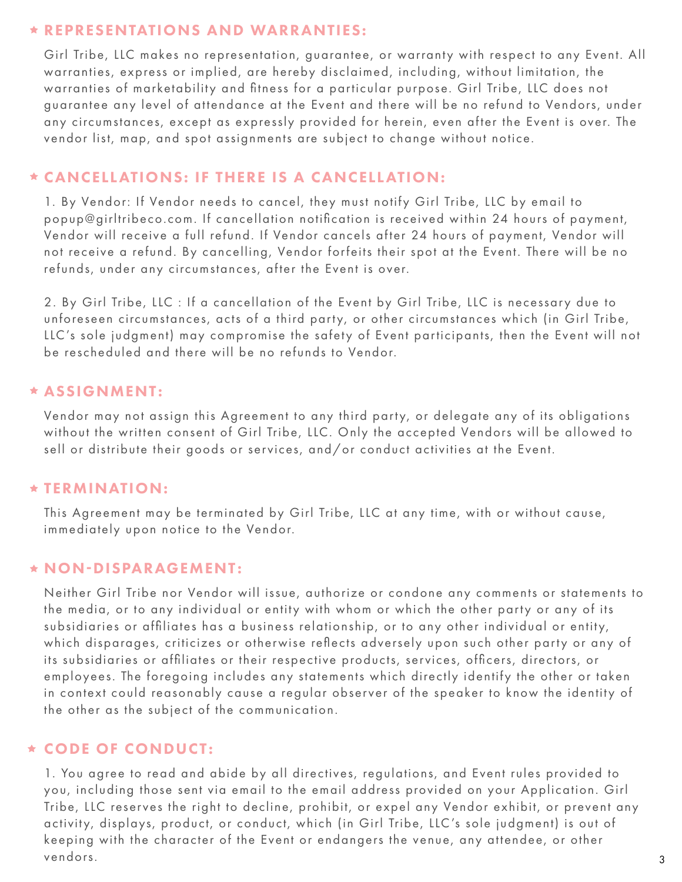## ★ REPRESENTATIONS AND WARRANTIES:

Girl Tribe, LLC makes no representation, guarantee, or warranty with respect to any Event. All warranties, express or implied, are hereby disclaimed, including, without limitation, the warranties of marketability and fitness for a particular purpose. Girl Tribe, LLC does not guarantee any level of attendance at the Event and there will be no refund to Vendors, under any circumstances, except as expressly provided for herein, even after the Event is over. The vendor list, map, and spot assignments are subject to change without notice.

## ★ CANCELLATIONS: IF THERE IS A CANCELLATION:

1. By Vendor: If Vendor needs to cancel, they must notify Girl Tribe, LLC by email to popup@girltribeco.com. If cancellation notification is received within 24 hours of payment, Vendor will receive a full refund. If Vendor cancels after 24 hours of payment, Vendor will not receive a refund. By cancelling, Vendor forfeits their spot at the Event. There will be no refunds, under any circumstances, after the Event is over.

2. By Girl Tribe, LLC : If a cancellation of the Event by Girl Tribe, LLC is necessary due to unforeseen circumstances, acts of a third party, or other circumstances which (in Girl Tribe, LLC's sole judgment) may compromise the safety of Event participants, then the Event will not be rescheduled and there will be no refunds to Vendor.

## ★ ASSIGNMENT:

Vendor may not assign this Agreement to any third party, or delegate any of its obligations without the written consent of Girl Tribe, LLC. Only the accepted Vendors will be allowed to sell or distribute their goods or services, and/or conduct activities at the Event.

## ★ TERMINATION:

This Agreement may be terminated by Girl Tribe, LLC at any time, with or without cause, immediately upon notice to the Vendor.

## ★ NON-DISPARAGEMENT:

Neither Girl Tribe nor Vendor will issue, authorize or condone any comments or statements to the media, or to any individual or entity with whom or which the other party or any of its subsidiaries or affiliates has a business relationship, or to any other individual or entity, which disparages, criticizes or otherwise reflects adversely upon such other party or any of its subsidiaries or affiliates or their respective products, services, officers, directors, or employees. The foregoing includes any statements which directly identify the other or taken in context could reasonably cause a regular observer of the speaker to know the identity of the other as the subject of the communication.

## ★ CODE OF CONDUCT:

1. You agree to read and abide by all directives, regulations, and Event rules provided to you, including those sent via email to the email address provided on your Application. Girl Tribe, LLC reserves the right to decline, prohibit, or expel any Vendor exhibit, or prevent any activity, displays, product, or conduct, which (in Girl Tribe, LLC's sole judgment) is out of keeping with the character of the Event or endangers the venue, any attendee, or other vendors.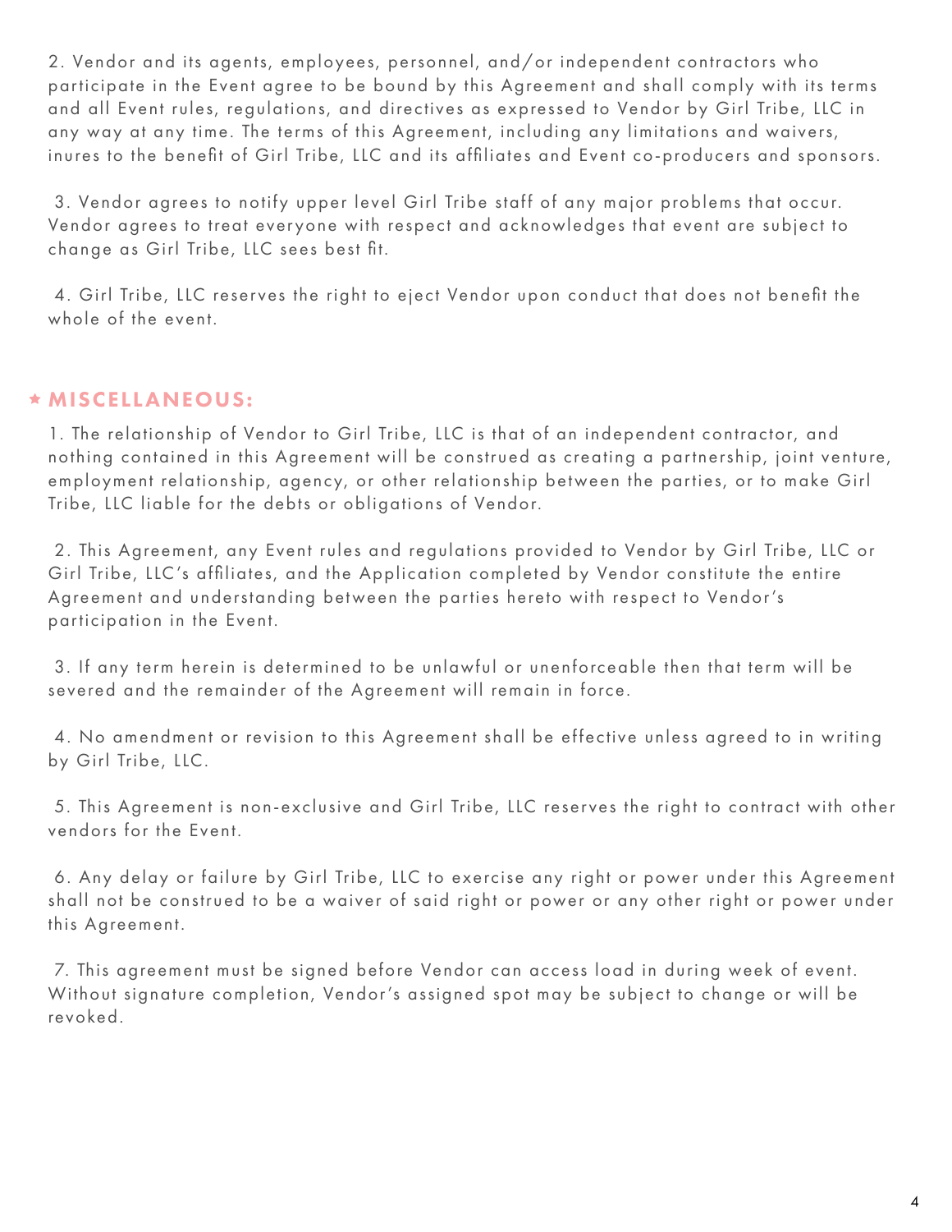2. Vendor and its agents, employees, personnel, and/or independent contractors who participate in the Event agree to be bound by this Agreement and shall comply with its terms and all Event rules, regulations, and directives as expressed to Vendor by Girl Tribe, LLC in any way at any time. The terms of this Agreement, including any limitations and waivers, inures to the benefit of Girl Tribe, LLC and its affiliates and Event co-producers and sponsors.

3. Vendor agrees to notify upper level Girl Tribe staff of any major problems that occur. Vendor agrees to treat everyone with respect and acknowledges that event are subject to change as Girl Tribe, LLC sees best fit.

4. Girl Tribe, LLC reserves the right to eject Vendor upon conduct that does not benefit the whole of the event.

## ★ MISCELLANEOUS:

1. The relationship of Vendor to Girl Tribe, LLC is that of an independent contractor, and nothing contained in this Agreement will be construed as creating a partnership, joint venture, employment relationship, agency, or other relationship between the parties, or to make Girl Tribe, LLC liable for the debts or obligations of Vendor.

2. This Agreement, any Event rules and regulations provided to Vendor by Girl Tribe, LLC or Girl Tribe, LLC's affiliates, and the Application completed by Vendor constitute the entire Agreement and understanding between the parties hereto with respect to Vendor's participation in the Event.

3. If any term herein is determined to be unlawful or unenforceable then that term will be severed and the remainder of the Agreement will remain in force.

4. No amendment or revision to this Agreement shall be effective unless agreed to in writing by Girl Tribe, LLC.

5. This Agreement is non-exclusive and Girl Tribe, LLC reserves the right to contract with other vendors for the Event.

6. Any delay or failure by Girl Tribe, LLC to exercise any right or power under this Agreement shall not be construed to be a waiver of said right or power or any other right or power under this Agreement.

7. This agreement must be signed before Vendor can access load in during week of event. Without signature completion, Vendor's assigned spot may be subject to change or will be revoked.